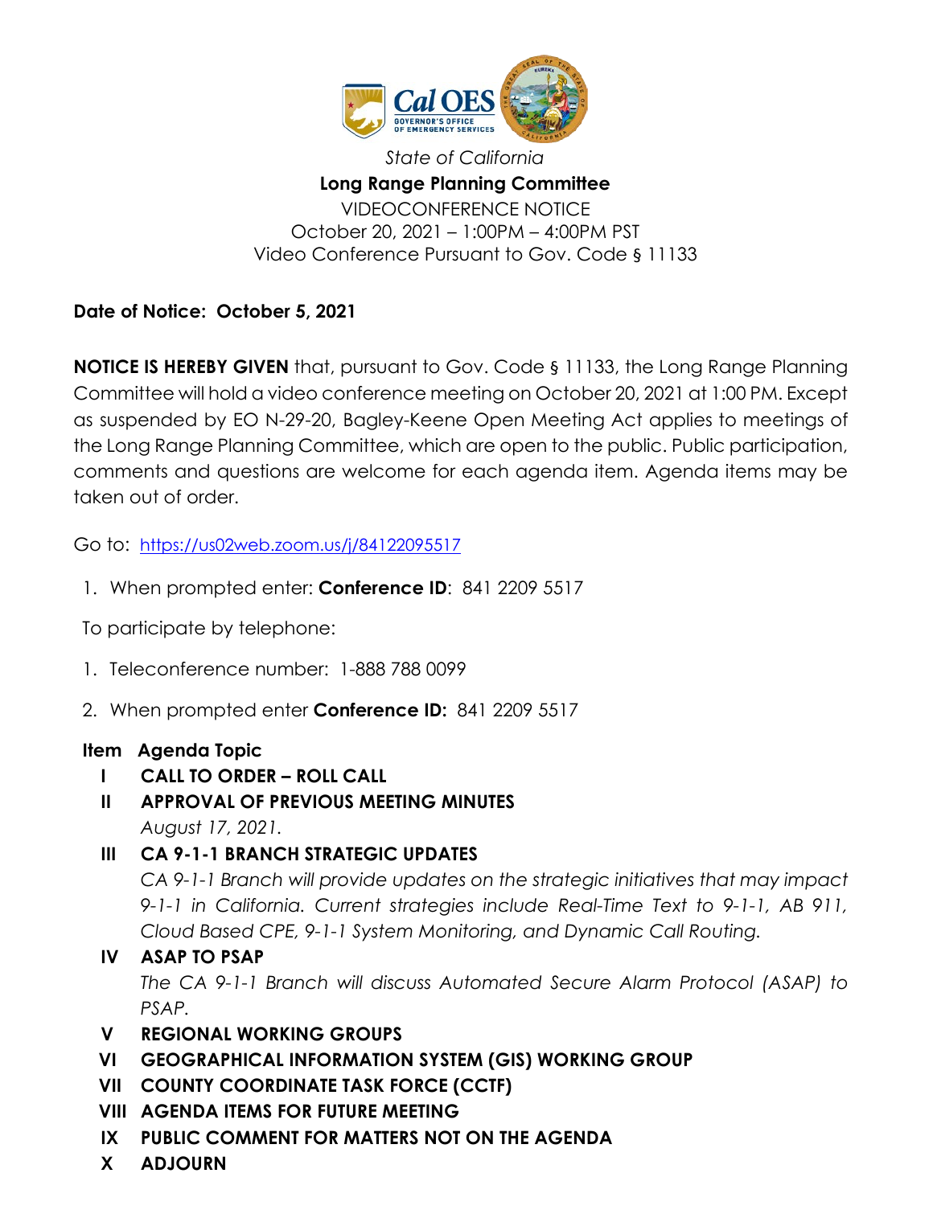*State of California*

**Long Range Planning Committee**

VIDEOCONFERENCE NOTICE

October 20, 2021 – 1:00PM – 4:00PM PST

Video Conference Pursuant to Gov. Code § 11133

**Date of Notice: October 5, 2021**

**NOTICE IS HEREBY GIVEN** that, pursuant to Gov. Code § 11133, the Long Range Planning Committee will hold a video conference meeting on October 20, 2021 at 1:00 PM. Except as suspended by EO N-29-20, Bagley-Keene Open Meeting Act applies to meetings of the Long Range Planning Committee, which are open to the public. Public participation, comments and questions are welcome for each agenda item. Agenda items may be taken out of order.

Go to: https://us02web.zoom.us/j/84122095517

1. When prompted enter: **Conference ID**: 841 2209 5517

To participate by telephone:

1. Teleconference number: 1-888 788 0099
2. When prompted enter **Conference ID:** 841 2209 5517

**Item Agenda Topic**

**I CALL TO ORDER – ROLL CALL**

**II APPROVAL OF PREVIOUS MEETING MINUTES**

*August 17, 2021.*

**III CA 9-1-1 BRANCH STRATEGIC UPDATES**

*CA 9-1-1 Branch will provide updates on the strategic initiatives that may impact 9-1-1 in California. Current strategies include Real-Time Text to 9-1-1, AB 911, Cloud Based CPE, 9-1-1 System Monitoring, and Dynamic Call Routing.*

**IV ASAP TO PSAP**

*The CA 9-1-1 Branch will discuss Automated Secure Alarm Protocol (ASAP) to PSAP.*

**V REGIONAL WORKING GROUPS**

**VI GEOGRAPHICAL INFORMATION SYSTEM (GIS) WORKING GROUP**

**VII COUNTY COORDINATE TASK FORCE (CCTF)**

**VIII AGENDA ITEMS FOR FUTURE MEETING**

**IX PUBLIC COMMENT FOR MATTERS NOT ON THE AGENDA**

**X ADJOURN**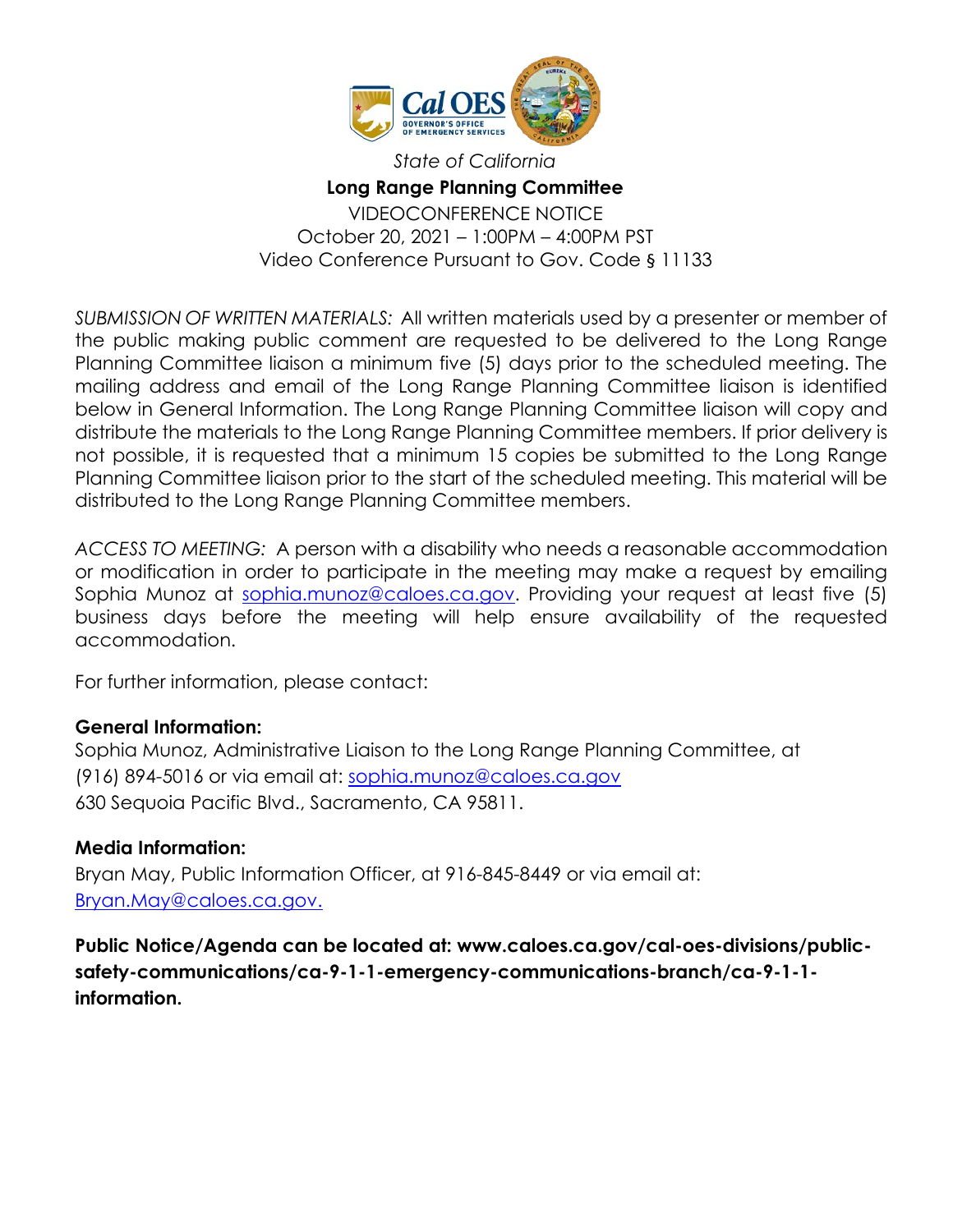*State of California*

**Long Range Planning Committee**

VIDEOCONFERENCE NOTICE

October 20, 2021 – 1:00PM – 4:00PM PST

Video Conference Pursuant to Gov. Code § 11133

*SUBMISSION OF WRITTEN MATERIALS:* All written materials used by a presenter or member of the public making public comment are requested to be delivered to the Long Range Planning Committee liaison a minimum five (5) days prior to the scheduled meeting. The mailing address and email of the Long Range Planning Committee liaison is identified below in General Information. The Long Range Planning Committee liaison will copy and distribute the materials to the Long Range Planning Committee members. If prior delivery is not possible, it is requested that a minimum 15 copies be submitted to the Long Range Planning Committee liaison prior to the start of the scheduled meeting. This material will be distributed to the Long Range Planning Committee members.

*ACCESS TO MEETING:* A person with a disability who needs a reasonable accommodation or modification in order to participate in the meeting may make a request by emailing Sophia Munoz at sophia.munoz@caloes.ca.gov. Providing your request at least five (5) business days before the meeting will help ensure availability of the requested accommodation.

For further information, please contact:

**General Information:**

Sophia Munoz, Administrative Liaison to the Long Range Planning Committee, at (916) 894-5016 or via email at: sophia.munoz@caloes.ca.gov
630 Sequoia Pacific Blvd., Sacramento, CA 95811.

**Media Information:**

Bryan May, Public Information Officer, at 916-845-8449 or via email at: Bryan.May@caloes.ca.gov.

**Public Notice/Agenda can be located at: www.caloes.ca.gov/cal-oes-divisions/public-safety-communications/ca-9-1-1-emergency-communications-branch/ca-9-1-1-information.**